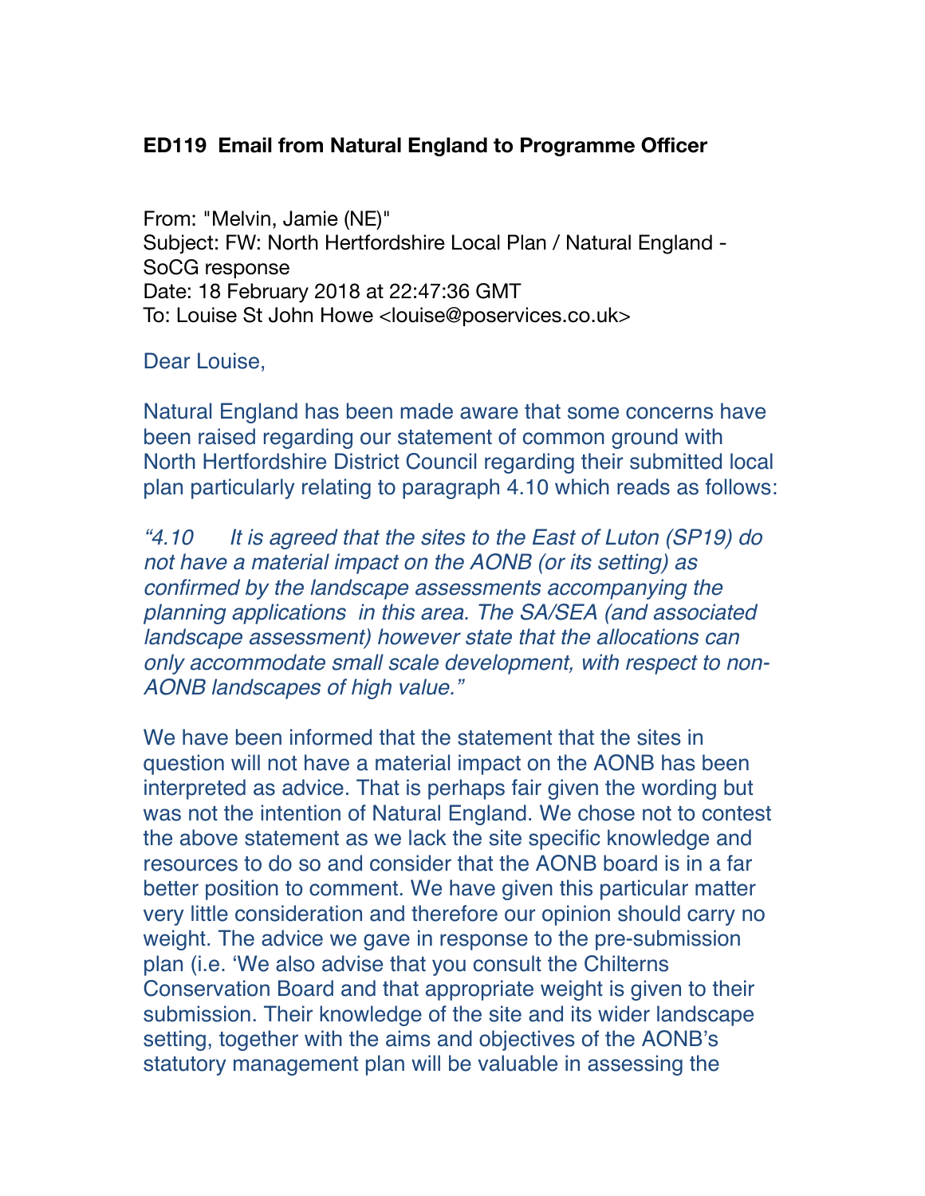**ED119 Email from Natural England to Programme Officer**

From: "Melvin, Jamie (NE)"
Subject: FW: North Hertfordshire Local Plan / Natural England - SoCG response
Date: 18 February 2018 at 22:47:36 GMT
To: Louise St John Howe <louise@poservices.co.uk>

Dear Louise,

Natural England has been made aware that some concerns have been raised regarding our statement of common ground with North Hertfordshire District Council regarding their submitted local plan particularly relating to paragraph 4.10 which reads as follows:

*"4.10 It is agreed that the sites to the East of Luton (SP19) do not have a material impact on the AONB (or its setting) as confirmed by the landscape assessments accompanying the planning applications in this area. The SA/SEA (and associated landscape assessment) however state that the allocations can only accommodate small scale development, with respect to non-AONB landscapes of high value."*

We have been informed that the statement that the sites in question will not have a material impact on the AONB has been interpreted as advice. That is perhaps fair given the wording but was not the intention of Natural England. We chose not to contest the above statement as we lack the site specific knowledge and resources to do so and consider that the AONB board is in a far better position to comment. We have given this particular matter very little consideration and therefore our opinion should carry no weight. The advice we gave in response to the pre-submission plan (i.e. 'We also advise that you consult the Chilterns Conservation Board and that appropriate weight is given to their submission. Their knowledge of the site and its wider landscape setting, together with the aims and objectives of the AONB's statutory management plan will be valuable in assessing the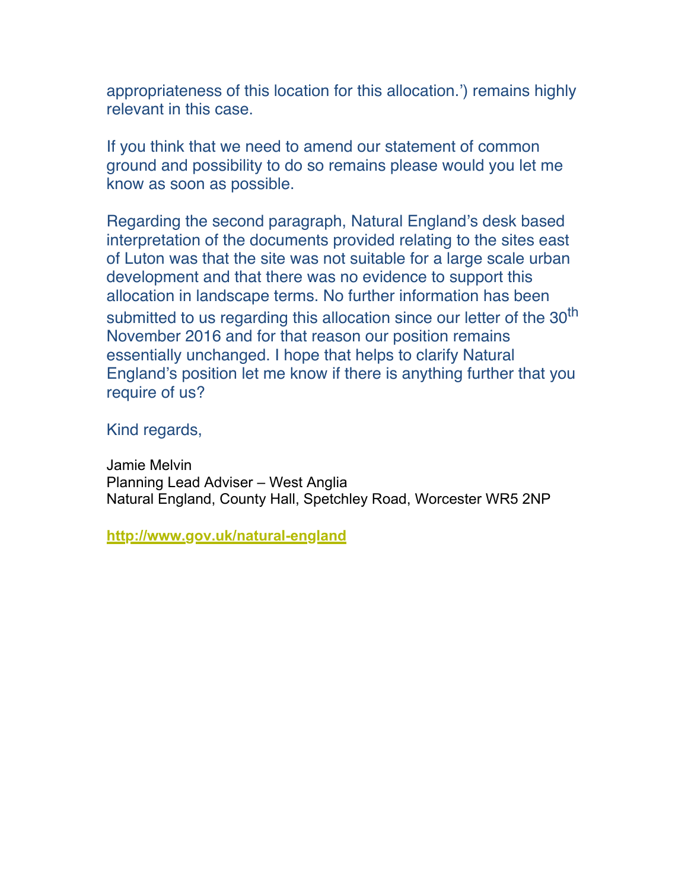appropriateness of this location for this allocation.') remains highly relevant in this case.

If you think that we need to amend our statement of common ground and possibility to do so remains please would you let me know as soon as possible.

Regarding the second paragraph, Natural England's desk based interpretation of the documents provided relating to the sites east of Luton was that the site was not suitable for a large scale urban development and that there was no evidence to support this allocation in landscape terms. No further information has been submitted to us regarding this allocation since our letter of the 30th November 2016 and for that reason our position remains essentially unchanged. I hope that helps to clarify Natural England's position let me know if there is anything further that you require of us?

Kind regards,

Jamie Melvin
Planning Lead Adviser – West Anglia
Natural England, County Hall, Spetchley Road, Worcester WR5 2NP

**http://www.gov.uk/natural-england**